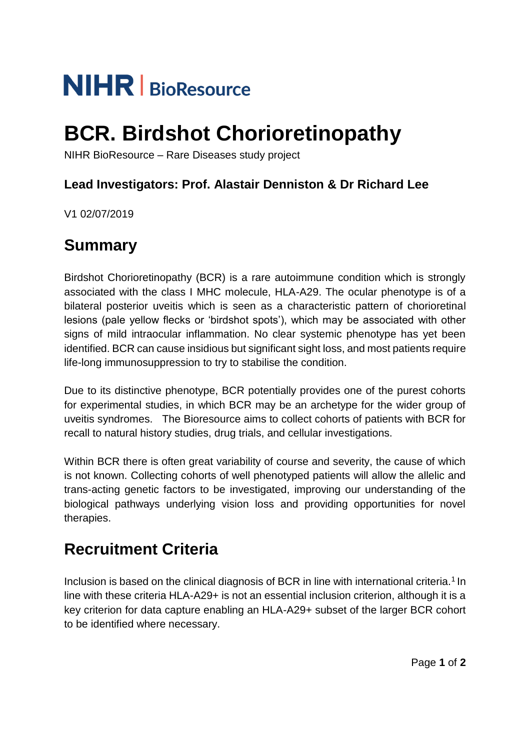NIHR | BioResource

# BCR. Birdshot Chorioretinopathy

NIHR BioResource – Rare Diseases study project

### Lead Investigators: Prof. Alastair Denniston & Dr Richard Lee

V1 02/07/2019

## Summary

Birdshot Chorioretinopathy (BCR) is a rare autoimmune condition which is strongly associated with the class I MHC molecule, HLA-A29. The ocular phenotype is of a bilateral posterior uveitis which is seen as a characteristic pattern of chorioretinal lesions (pale yellow flecks or 'birdshot spots'), which may be associated with other signs of mild intraocular inflammation. No clear systemic phenotype has yet been identified. BCR can cause insidious but significant sight loss, and most patients require life-long immunosuppression to try to stabilise the condition.

Due to its distinctive phenotype, BCR potentially provides one of the purest cohorts for experimental studies, in which BCR may be an archetype for the wider group of uveitis syndromes. The Bioresource aims to collect cohorts of patients with BCR for recall to natural history studies, drug trials, and cellular investigations.

Within BCR there is often great variability of course and severity, the cause of which is not known. Collecting cohorts of well phenotyped patients will allow the allelic and trans-acting genetic factors to be investigated, improving our understanding of the biological pathways underlying vision loss and providing opportunities for novel therapies.

## Recruitment Criteria

Inclusion is based on the clinical diagnosis of BCR in line with international criteria.[1] In line with these criteria HLA-A29+ is not an essential inclusion criterion, although it is a key criterion for data capture enabling an HLA-A29+ subset of the larger BCR cohort to be identified where necessary.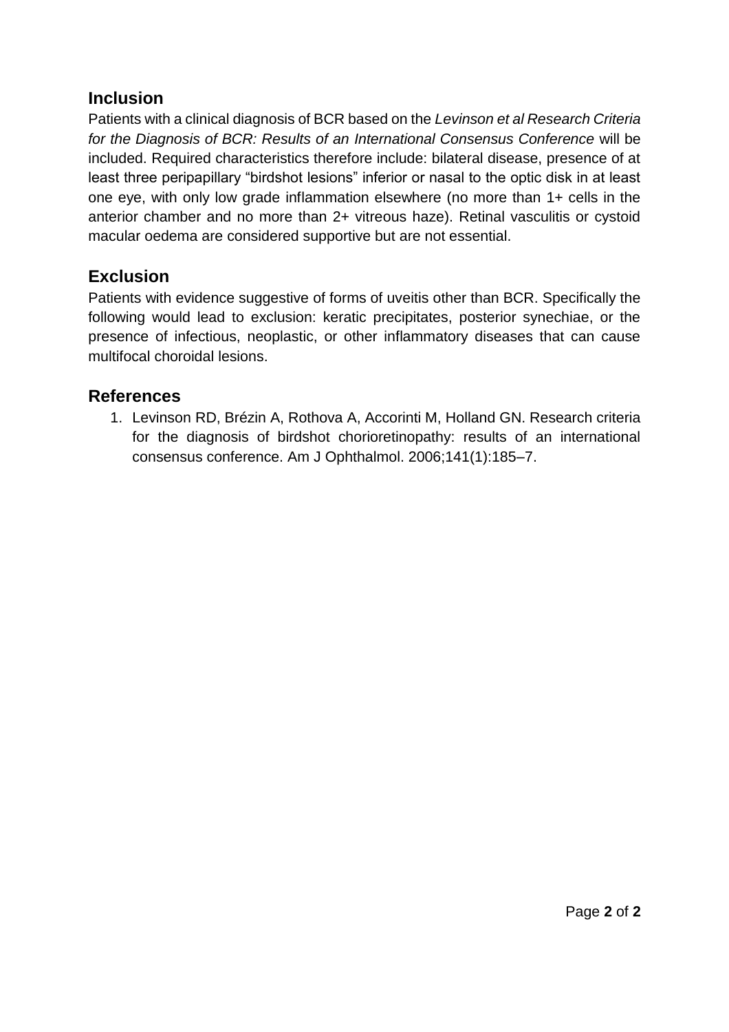## Inclusion

Patients with a clinical diagnosis of BCR based on the *Levinson et al Research Criteria for the Diagnosis of BCR: Results of an International Consensus Conference* will be included. Required characteristics therefore include: bilateral disease, presence of at least three peripapillary "birdshot lesions" inferior or nasal to the optic disk in at least one eye, with only low grade inflammation elsewhere (no more than 1+ cells in the anterior chamber and no more than 2+ vitreous haze). Retinal vasculitis or cystoid macular oedema are considered supportive but are not essential.

## Exclusion

Patients with evidence suggestive of forms of uveitis other than BCR. Specifically the following would lead to exclusion: keratic precipitates, posterior synechiae, or the presence of infectious, neoplastic, or other inflammatory diseases that can cause multifocal choroidal lesions.

## References

1. Levinson RD, Brézin A, Rothova A, Accorinti M, Holland GN. Research criteria for the diagnosis of birdshot chorioretinopathy: results of an international consensus conference. Am J Ophthalmol. 2006;141(1):185–7.